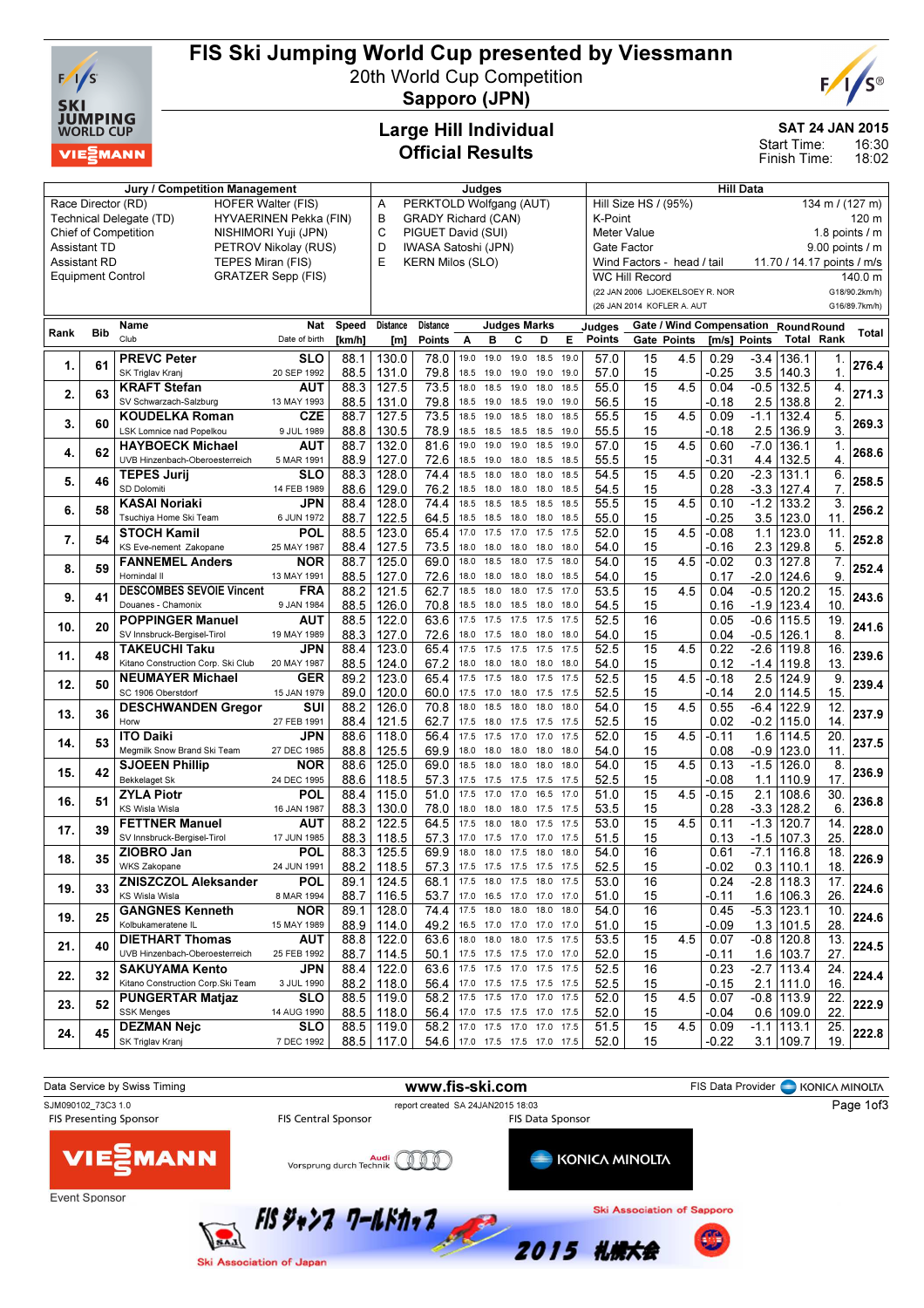# FIS Ski Jumping World Cup presented by Viessmann

20th World Cup Competition
**Sapporo (JPN)**

## Large Hill Individual
## Official Results

**SAT 24 JAN 2015**
Start Time: 16:30
Finish Time: 18:02

| Jury / Competition Management | | Judges | | Hill Data | |
|---|---|---|---|---|---|
| Race Director (RD) | HOFER Walter (FIS) | A | PERKTOLD Wolfgang (AUT) | Hill Size HS / (95%) | 134 m / (127 m) |
| Technical Delegate (TD) | HYVAERINEN Pekka (FIN) | B | GRADY Richard (CAN) | K-Point | 120 m |
| Chief of Competition | NISHIMORI Yuji (JPN) | C | PIGUET David (SUI) | Meter Value | 1.8 points / m |
| Assistant TD | PETROV Nikolay (RUS) | D | IWASA Satoshi (JPN) | Gate Factor | 9.00 points / m |
| Assistant RD | TEPES Miran (FIS) | E | KERN Milos (SLO) | Wind Factors - head / tail | 11.70 / 14.17 points / m/s |
| Equipment Control | GRATZER Sepp (FIS) | | | WC Hill Record | 140.0 m |
| | | | | (22 JAN 2006 LJOEKELSOEY R. NOR | G18/90.2km/h) |
| | | | | (26 JAN 2014 KOFLER A. AUT | G16/89.7km/h) |

| Rank | Bib | Name / Club | Nat / Date of birth | Speed [km/h] | Distance [m] | Distance Points | A | B | C | D | E | Judges Points | Gate | Gate Points | Wind [m/s] | Wind Points | Round Total | Round Rank | Total |
|---|---|---|---|---|---|---|---|---|---|---|---|---|---|---|---|---|---|---|---|
| 1. | 61 | PREVC Peter / SK Triglav Kranj | SLO / 20 SEP 1992 | 88.1 | 130.0 | 78.0 | 19.0 | 19.0 | 19.0 | 18.5 | 19.0 | 57.0 | 15 | 4.5 | 0.29 | -3.4 | 136.1 | 1. | 276.4 |
| | | | | 88.5 | 131.0 | 79.8 | 18.5 | 19.0 | 19.0 | 19.0 | 19.0 | 57.0 | 15 | | -0.25 | 3.5 | 140.3 | 1. | |
| 2. | 63 | KRAFT Stefan / SV Schwarzach-Salzburg | AUT / 13 MAY 1993 | 88.3 | 127.5 | 73.5 | 18.0 | 18.5 | 19.0 | 18.0 | 18.5 | 55.0 | 15 | 4.5 | 0.04 | -0.5 | 132.5 | 4. | 271.3 |
| | | | | 88.5 | 131.0 | 79.8 | 18.5 | 19.0 | 18.5 | 19.0 | 19.0 | 56.5 | 15 | | -0.18 | 2.5 | 138.8 | 2. | |
| 3. | 60 | KOUDELKA Roman / LSK Lomnice nad Popelkou | CZE / 9 JUL 1989 | 88.7 | 127.5 | 73.5 | 18.5 | 19.0 | 18.5 | 18.0 | 18.5 | 55.5 | 15 | 4.5 | 0.09 | -1.1 | 132.4 | 5. | 269.3 |
| | | | | 88.8 | 130.5 | 78.9 | 18.5 | 18.5 | 18.5 | 18.5 | 19.0 | 55.5 | 15 | | -0.18 | 2.5 | 136.9 | 3. | |
| 4. | 62 | HAYBOECK Michael / UVB Hinzenbach-Oberoesterreich | AUT / 5 MAR 1991 | 88.7 | 132.0 | 81.6 | 19.0 | 19.0 | 19.0 | 19.0 | 18.5 | 57.0 | 15 | 4.5 | 0.60 | -7.0 | 136.1 | 1. | 268.6 |
| | | | | 88.9 | 127.0 | 72.6 | 18.5 | 19.0 | 18.0 | 18.5 | 18.5 | 55.5 | 15 | | -0.31 | 4.4 | 132.5 | 4. | |
| 5. | 46 | TEPES Jurij / SD Dolomiti | SLO / 14 FEB 1989 | 88.3 | 128.0 | 74.4 | 18.5 | 18.0 | 18.0 | 18.0 | 18.5 | 54.5 | 15 | 4.5 | 0.20 | -2.3 | 131.1 | 6. | 258.5 |
| | | | | 88.6 | 129.0 | 76.2 | 18.5 | 18.0 | 18.0 | 18.0 | 18.5 | 54.5 | 15 | | 0.28 | -3.3 | 127.4 | 7. | |
| 6. | 58 | KASAI Noriaki / Tsuchiya Home Ski Team | JPN / 6 JUN 1972 | 88.4 | 128.0 | 74.4 | 18.5 | 18.5 | 18.5 | 18.5 | 18.5 | 55.5 | 15 | 4.5 | 0.10 | -1.2 | 133.2 | 3. | 256.2 |
| | | | | 88.7 | 122.5 | 64.5 | 18.5 | 18.5 | 18.0 | 18.0 | 18.5 | 55.0 | 15 | | -0.25 | 3.5 | 123.0 | 11. | |
| 7. | 54 | STOCH Kamil / KS Eve-nement Zakopane | POL / 25 MAY 1987 | 88.5 | 123.0 | 65.4 | 17.0 | 17.5 | 17.0 | 17.5 | 17.5 | 52.0 | 15 | 4.5 | -0.08 | 1.1 | 123.0 | 11. | 252.8 |
| | | | | 88.4 | 127.5 | 73.5 | 18.0 | 18.0 | 18.0 | 18.0 | 18.0 | 54.0 | 15 | | -0.16 | 2.3 | 129.8 | 5. | |
| 8. | 59 | FANNEMEL Anders / Hornindal Il | NOR / 13 MAY 1991 | 88.7 | 125.0 | 69.0 | 18.0 | 18.5 | 18.0 | 17.5 | 18.0 | 54.0 | 15 | 4.5 | -0.02 | 0.3 | 127.8 | 7. | 252.4 |
| | | | | 88.5 | 127.0 | 72.6 | 18.0 | 18.0 | 18.0 | 18.0 | 18.5 | 54.0 | 15 | | 0.17 | -2.0 | 124.6 | 9. | |
| 9. | 41 | DESCOMBES SEVOIE Vincent / Douanes - Chamonix | FRA / 9 JAN 1984 | 88.2 | 121.5 | 62.7 | 18.5 | 18.0 | 18.0 | 17.5 | 17.0 | 53.5 | 15 | 4.5 | 0.04 | -0.5 | 120.2 | 15. | 243.6 |
| | | | | 88.5 | 126.0 | 70.8 | 18.5 | 18.0 | 18.5 | 18.0 | 18.0 | 54.5 | 15 | | 0.16 | -1.9 | 123.4 | 10. | |
| 10. | 20 | POPPINGER Manuel / SV Innsbruck-Bergisel-Tirol | AUT / 19 MAY 1989 | 88.5 | 122.0 | 63.6 | 17.5 | 17.5 | 17.5 | 17.5 | 17.5 | 52.5 | 16 | | 0.05 | -0.6 | 115.5 | 19. | 241.6 |
| | | | | 88.3 | 127.0 | 72.6 | 18.0 | 17.5 | 18.0 | 18.0 | 18.0 | 54.0 | 15 | | 0.04 | -0.5 | 126.1 | 8. | |
| 11. | 48 | TAKEUCHI Taku / Kitano Construction Corp. Ski Club | JPN / 20 MAY 1987 | 88.4 | 123.0 | 65.4 | 17.5 | 17.5 | 17.5 | 17.5 | 17.5 | 52.5 | 15 | 4.5 | 0.22 | -2.6 | 119.8 | 16. | 239.6 |
| | | | | 88.5 | 124.0 | 67.2 | 18.0 | 18.0 | 18.0 | 18.0 | 18.0 | 54.0 | 15 | | 0.12 | -1.4 | 119.8 | 13. | |
| 12. | 50 | NEUMAYER Michael / SC 1906 Oberstdorf | GER / 15 JAN 1979 | 89.2 | 123.0 | 65.4 | 17.5 | 17.5 | 18.0 | 17.5 | 17.5 | 52.5 | 15 | 4.5 | -0.18 | 2.5 | 124.9 | 9. | 239.4 |
| | | | | 89.0 | 120.0 | 60.0 | 17.5 | 17.0 | 18.0 | 17.5 | 17.5 | 52.5 | 15 | | -0.14 | 2.0 | 114.5 | 15. | |
| 13. | 36 | DESCHWANDEN Gregor / Horw | SUI / 27 FEB 1991 | 88.2 | 126.0 | 70.8 | 18.0 | 18.5 | 18.0 | 18.0 | 18.0 | 54.0 | 15 | 4.5 | 0.55 | -6.4 | 122.9 | 12. | 237.9 |
| | | | | 88.4 | 121.5 | 62.7 | 17.5 | 18.0 | 17.5 | 17.5 | 17.5 | 52.5 | 15 | | 0.02 | -0.2 | 115.0 | 14. | |
| 14. | 53 | ITO Daiki / Megmilk Snow Brand Ski Team | JPN / 27 DEC 1985 | 88.6 | 118.0 | 56.4 | 17.5 | 17.5 | 17.0 | 17.0 | 17.5 | 52.0 | 15 | 4.5 | -0.11 | 1.6 | 114.5 | 20. | 237.5 |
| | | | | 88.8 | 125.5 | 69.9 | 18.0 | 18.0 | 18.0 | 18.0 | 18.0 | 54.0 | 15 | | 0.08 | -0.9 | 123.0 | 11. | |
| 15. | 42 | SJOEEN Phillip / Bekkelaget Sk | NOR / 24 DEC 1995 | 88.6 | 125.0 | 69.0 | 18.5 | 18.0 | 18.0 | 18.0 | 18.0 | 54.0 | 15 | 4.5 | 0.13 | -1.5 | 126.0 | 8. | 236.9 |
| | | | | 88.6 | 118.5 | 57.3 | 17.5 | 17.5 | 17.5 | 17.5 | 17.5 | 52.5 | 15 | | -0.08 | 1.1 | 110.9 | 17. | |
| 16. | 51 | ZYLA Piotr / KS Wisla Wisla | POL / 16 JAN 1987 | 88.4 | 115.0 | 51.0 | 17.5 | 17.0 | 17.0 | 16.5 | 17.0 | 51.0 | 15 | 4.5 | -0.15 | 2.1 | 108.6 | 30. | 236.8 |
| | | | | 88.3 | 130.0 | 78.0 | 18.0 | 18.0 | 18.0 | 17.5 | 17.5 | 53.5 | 15 | | 0.28 | -3.3 | 128.2 | 6. | |
| 17. | 39 | FETTNER Manuel / SV Innsbruck-Bergisel-Tirol | AUT / 17 JUN 1985 | 88.2 | 122.5 | 64.5 | 17.5 | 18.0 | 18.0 | 17.5 | 17.5 | 53.0 | 15 | 4.5 | 0.11 | -1.3 | 120.7 | 14. | 228.0 |
| | | | | 88.3 | 118.5 | 57.3 | 17.0 | 17.5 | 17.0 | 17.0 | 17.5 | 51.5 | 15 | | 0.13 | -1.5 | 107.3 | 25. | |
| 18. | 35 | ZIOBRO Jan / WKS Zakopane | POL / 24 JUN 1991 | 88.3 | 125.5 | 69.9 | 18.0 | 18.0 | 17.5 | 18.0 | 18.0 | 54.0 | 16 | | 0.61 | -7.1 | 116.8 | 18. | 226.9 |
| | | | | 88.2 | 118.5 | 57.3 | 17.5 | 17.5 | 17.5 | 17.5 | 17.5 | 52.5 | 15 | | -0.02 | 0.3 | 110.1 | 18. | |
| 19. | 33 | ZNISZCZOL Aleksander / KS Wisla Wisla | POL / 8 MAR 1994 | 89.1 | 124.5 | 68.1 | 17.5 | 18.0 | 17.5 | 18.0 | 17.5 | 53.0 | 16 | | 0.24 | -2.8 | 118.3 | 17. | 224.6 |
| | | | | 88.7 | 116.5 | 53.7 | 17.0 | 16.5 | 17.0 | 17.0 | 17.0 | 51.0 | 15 | | -0.11 | 1.6 | 106.3 | 26. | |
| 19. | 25 | GANGNES Kenneth / Kolbukameratene IL | NOR / 15 MAY 1989 | 89.1 | 128.0 | 74.4 | 17.5 | 18.0 | 18.0 | 18.0 | 18.0 | 54.0 | 16 | | 0.45 | -5.3 | 123.1 | 10. | 224.6 |
| | | | | 88.9 | 114.0 | 49.2 | 16.5 | 17.0 | 17.0 | 17.0 | 17.0 | 51.0 | 15 | | -0.09 | 1.3 | 101.5 | 28. | |
| 21. | 40 | DIETHART Thomas / UVB Hinzenbach-Oberoesterreich | AUT / 25 FEB 1992 | 88.8 | 122.0 | 63.6 | 18.0 | 18.0 | 18.0 | 17.5 | 17.5 | 53.5 | 15 | 4.5 | 0.07 | -0.8 | 120.8 | 13. | 224.5 |
| | | | | 88.7 | 114.5 | 50.1 | 17.5 | 17.5 | 17.5 | 17.0 | 17.0 | 52.0 | 15 | | -0.11 | 1.6 | 103.7 | 27. | |
| 22. | 32 | SAKUYAMA Kento / Kitano Construction Corp.Ski Team | JPN / 3 JUL 1990 | 88.4 | 122.0 | 63.6 | 17.5 | 17.5 | 17.0 | 17.5 | 17.5 | 52.5 | 16 | | 0.23 | -2.7 | 113.4 | 24. | 224.4 |
| | | | | 88.2 | 118.0 | 56.4 | 17.0 | 17.5 | 17.5 | 17.5 | 17.5 | 52.5 | 15 | | -0.15 | 2.1 | 111.0 | 16. | |
| 23. | 52 | PUNGERTAR Matjaz / SSK Menges | SLO / 14 AUG 1990 | 88.5 | 119.0 | 58.2 | 17.5 | 17.5 | 17.0 | 17.0 | 17.5 | 52.0 | 15 | 4.5 | 0.07 | -0.8 | 113.9 | 22. | 222.9 |
| | | | | 88.5 | 118.0 | 56.4 | 17.0 | 17.5 | 17.5 | 17.0 | 17.5 | 52.0 | 15 | | -0.04 | 0.6 | 109.0 | 22. | |
| 24. | 45 | DEZMAN Nejc / SK Triglav Kranj | SLO / 7 DEC 1992 | 88.5 | 119.0 | 58.2 | 17.0 | 17.5 | 17.0 | 17.0 | 17.5 | 51.5 | 15 | 4.5 | 0.09 | -1.1 | 113.1 | 25. | 222.8 |
| | | | | 88.5 | 117.0 | 54.6 | 17.0 | 17.5 | 17.5 | 17.0 | 17.5 | 52.0 | 15 | | -0.22 | 3.1 | 109.7 | 19. | |

Data Service by Swiss Timing | www.fis-ski.com | FIS Data Provider KONICA MINOLTA

SJM090102_73C3 1.0 | report created SA 24JAN2015 18:03

FIS Presenting Sponsor: VIESSMANN | FIS Central Sponsor: Audi Vorsprung durch Technik | FIS Data Sponsor: KONICA MINOLTA

Event Sponsor

FIS ジャンプ ワールドカップ 2015 札幌大会
Ski Association of Japan | Ski Association of Sapporo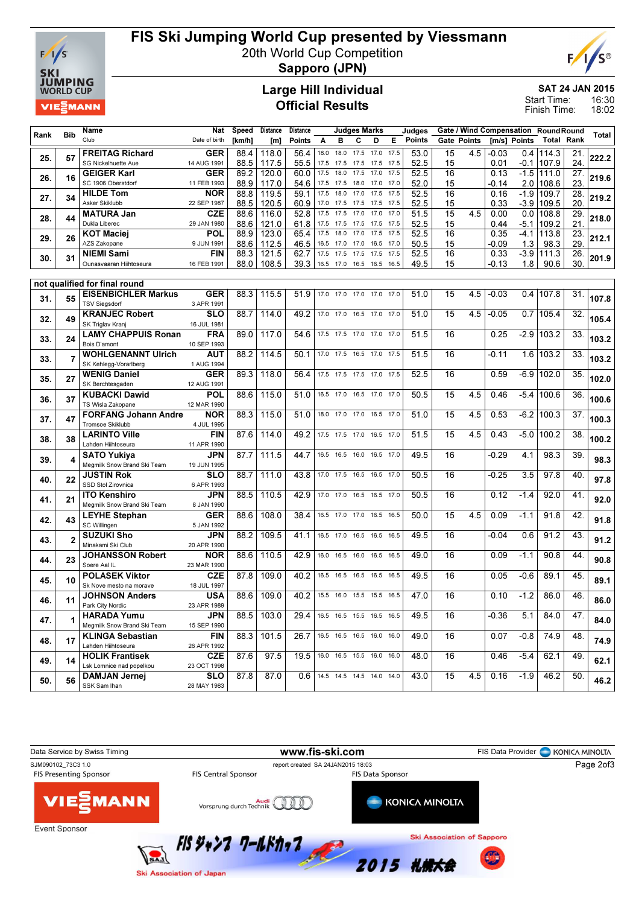# FIS Ski Jumping World Cup presented by Viessmann

20th World Cup Competition

**Sapporo (JPN)**

## Large Hill Individual
## Official Results

**SAT 24 JAN 2015**
Start Time: 16:30
Finish Time: 18:02

| Rank | Bib | Name / Club | Nat / Date of birth | Speed [km/h] | Distance [m] | Distance Points | A | B | C | D | E | Judges Points | Gate | Gate Points | [m/s] | Wind Points | Round Total | Round Rank | Total |
|---|---|---|---|---|---|---|---|---|---|---|---|---|---|---|---|---|---|---|---|
| 25. | 57 | **FREITAG Richard** SG Nickelhuette Aue | GER 14 AUG 1991 | 88.4 | 118.0 | 56.4 | 18.0 | 18.0 | 17.5 | 17.0 | 17.5 | 53.0 | 15 | 4.5 | -0.03 | 0.4 | 114.3 | 21. | 222.2 |
| | | | | 88.5 | 117.5 | 55.5 | 17.5 | 17.5 | 17.5 | 17.5 | 17.5 | 52.5 | 15 | | 0.01 | -0.1 | 107.9 | 24. | |
| 26. | 16 | **GEIGER Karl** SC 1906 Oberstdorf | GER 11 FEB 1993 | 89.2 | 120.0 | 60.0 | 17.5 | 18.0 | 17.5 | 17.0 | 17.5 | 52.5 | 16 | | 0.13 | -1.5 | 111.0 | 27. | 219.6 |
| | | | | 88.9 | 117.0 | 54.6 | 17.5 | 17.5 | 18.0 | 17.0 | 17.0 | 52.0 | 15 | | -0.14 | 2.0 | 108.6 | 23. | |
| 27. | 34 | **HILDE Tom** Asker Skiklubb | NOR 22 SEP 1987 | 88.8 | 119.5 | 59.1 | 17.5 | 18.0 | 17.0 | 17.5 | 17.5 | 52.5 | 16 | | 0.16 | -1.9 | 109.7 | 28. | 219.2 |
| | | | | 88.5 | 120.5 | 60.9 | 17.0 | 17.5 | 17.5 | 17.5 | 17.5 | 52.5 | 16 | | 0.33 | -3.9 | 109.5 | 20. | |
| 28. | 44 | **MATURA Jan** Dukla Liberec | CZE 29 JAN 1980 | 88.6 | 116.0 | 52.8 | 17.5 | 17.5 | 17.0 | 17.0 | 17.0 | 51.5 | 15 | 4.5 | 0.00 | 0.0 | 108.8 | 29. | 218.0 |
| | | | | 88.6 | 121.0 | 61.8 | 17.5 | 17.5 | 17.5 | 17.5 | 17.5 | 52.5 | 15 | | 0.44 | -5.1 | 109.2 | 21. | |
| 29. | 26 | **KOT Maciej** AZS Zakopane | POL 9 JUN 1991 | 88.9 | 123.0 | 65.4 | 17.5 | 18.0 | 17.0 | 17.5 | 17.5 | 52.5 | 16 | | 0.35 | -4.1 | 113.8 | 23. | 212.1 |
| | | | | 88.6 | 112.5 | 46.5 | 16.5 | 17.0 | 17.0 | 16.5 | 17.0 | 50.5 | 15 | | -0.09 | 1.3 | 98.3 | 29. | |
| 30. | 31 | **NIEMI Sami** Ounasvaaran Hiihtoseura | FIN 16 FEB 1991 | 88.3 | 121.5 | 62.7 | 17.5 | 17.5 | 17.5 | 17.5 | 17.5 | 52.5 | 16 | | 0.33 | -3.9 | 111.3 | 26. | 201.9 |
| | | | | 88.0 | 108.5 | 39.3 | 16.5 | 17.0 | 16.5 | 16.5 | 16.5 | 49.5 | 15 | | -0.13 | 1.8 | 90.6 | 30. | |

**not qualified for final round**

| Rank | Bib | Name / Club | Nat / Date of birth | Speed [km/h] | Distance [m] | Distance Points | A | B | C | D | E | Judges Points | Gate | Gate Points | [m/s] | Wind Points | Round Total | Round Rank | Total |
|---|---|---|---|---|---|---|---|---|---|---|---|---|---|---|---|---|---|---|---|
| 31. | 55 | **EISENBICHLER Markus** TSV Siegsdorf | GER 3 APR 1991 | 88.3 | 115.5 | 51.9 | 17.0 | 17.0 | 17.0 | 17.0 | 17.0 | 51.0 | 15 | 4.5 | -0.03 | 0.4 | 107.8 | 31. | 107.8 |
| 32. | 49 | **KRANJEC Robert** SK Triglav Kranj | SLO 16 JUL 1981 | 88.7 | 114.0 | 49.2 | 17.0 | 17.0 | 16.5 | 17.0 | 17.0 | 51.0 | 15 | 4.5 | -0.05 | 0.7 | 105.4 | 32. | 105.4 |
| 33. | 24 | **LAMY CHAPPUIS Ronan** Bois D'amont | FRA 10 SEP 1993 | 89.0 | 117.0 | 54.6 | 17.5 | 17.5 | 17.0 | 17.0 | 17.0 | 51.5 | 16 | | 0.25 | -2.9 | 103.2 | 33. | 103.2 |
| 33. | 7 | **WOHLGENANNT Ulrich** SK Kehlegg-Vorarlberg | AUT 1 AUG 1994 | 88.2 | 114.5 | 50.1 | 17.0 | 17.5 | 16.5 | 17.0 | 17.5 | 51.5 | 16 | | -0.11 | 1.6 | 103.2 | 33. | 103.2 |
| 35. | 27 | **WENIG Daniel** SK Berchtesgaden | GER 12 AUG 1991 | 89.3 | 118.0 | 56.4 | 17.5 | 17.5 | 17.5 | 17.0 | 17.5 | 52.5 | 16 | | 0.59 | -6.9 | 102.0 | 35. | 102.0 |
| 36. | 37 | **KUBACKI Dawid** TS Wisla Zakopane | POL 12 MAR 1990 | 88.6 | 115.0 | 51.0 | 16.5 | 17.0 | 16.5 | 17.0 | 17.0 | 50.5 | 15 | 4.5 | 0.46 | -5.4 | 100.6 | 36. | 100.6 |
| 37. | 47 | **FORFANG Johann Andre** Tromsoe Skiklubb | NOR 4 JUL 1995 | 88.3 | 115.0 | 51.0 | 18.0 | 17.0 | 17.0 | 16.5 | 17.0 | 51.0 | 15 | 4.5 | 0.53 | -6.2 | 100.3 | 37. | 100.3 |
| 38. | 38 | **LARINTO Ville** Lahden Hiihtoseura | FIN 11 APR 1990 | 87.6 | 114.0 | 49.2 | 17.5 | 17.5 | 17.0 | 16.5 | 17.0 | 51.5 | 15 | 4.5 | 0.43 | -5.0 | 100.2 | 38. | 100.2 |
| 39. | 4 | **SATO Yukiya** Megmilk Snow Brand Ski Team | JPN 19 JUN 1995 | 87.7 | 111.5 | 44.7 | 16.5 | 16.5 | 16.0 | 16.5 | 17.0 | 49.5 | 16 | | -0.29 | 4.1 | 98.3 | 39. | 98.3 |
| 40. | 22 | **JUSTIN Rok** SSD Stol Zirovnica | SLO 6 APR 1993 | 88.7 | 111.0 | 43.8 | 17.0 | 17.5 | 16.5 | 16.5 | 17.0 | 50.5 | 16 | | -0.25 | 3.5 | 97.8 | 40. | 97.8 |
| 41. | 21 | **ITO Kenshiro** Megmilk Snow Brand Ski Team | JPN 8 JAN 1990 | 88.5 | 110.5 | 42.9 | 17.0 | 17.0 | 16.5 | 16.5 | 17.0 | 50.5 | 16 | | 0.12 | -1.4 | 92.0 | 41. | 92.0 |
| 42. | 43 | **LEYHE Stephan** SC Willingen | GER 5 JAN 1992 | 88.6 | 108.0 | 38.4 | 16.5 | 17.0 | 17.0 | 16.5 | 16.5 | 50.0 | 15 | 4.5 | 0.09 | -1.1 | 91.8 | 42. | 91.8 |
| 43. | 2 | **SUZUKI Sho** Minakami Ski Club | JPN 20 APR 1990 | 88.2 | 109.5 | 41.1 | 16.5 | 17.0 | 16.5 | 16.5 | 16.5 | 49.5 | 16 | | -0.04 | 0.6 | 91.2 | 43. | 91.2 |
| 44. | 23 | **JOHANSSON Robert** Soere Aal IL | NOR 23 MAR 1990 | 88.6 | 110.5 | 42.9 | 16.0 | 16.5 | 16.0 | 16.5 | 16.5 | 49.0 | 16 | | 0.09 | -1.1 | 90.8 | 44. | 90.8 |
| 45. | 10 | **POLASEK Viktor** Sk Nove mesto na morave | CZE 18 JUL 1997 | 87.8 | 109.0 | 40.2 | 16.5 | 16.5 | 16.5 | 16.5 | 16.5 | 49.5 | 16 | | 0.05 | -0.6 | 89.1 | 45. | 89.1 |
| 46. | 11 | **JOHNSON Anders** Park City Nordic | USA 23 APR 1989 | 88.6 | 109.0 | 40.2 | 15.5 | 16.0 | 15.5 | 15.5 | 16.5 | 47.0 | 16 | | 0.10 | -1.2 | 86.0 | 46. | 86.0 |
| 47. | 1 | **HARADA Yumu** Megmilk Snow Brand Ski Team | JPN 15 SEP 1990 | 88.5 | 103.0 | 29.4 | 16.5 | 16.5 | 15.5 | 16.5 | 16.5 | 49.5 | 16 | | -0.36 | 5.1 | 84.0 | 47. | 84.0 |
| 48. | 17 | **KLINGA Sebastian** Lahden Hiihtoseura | FIN 26 APR 1992 | 88.3 | 101.5 | 26.7 | 16.5 | 16.5 | 16.5 | 16.0 | 16.0 | 49.0 | 16 | | 0.07 | -0.8 | 74.9 | 48. | 74.9 |
| 49. | 14 | **HOLIK Frantisek** Lsk Lomnice nad popelkou | CZE 23 OCT 1998 | 87.6 | 97.5 | 19.5 | 16.0 | 16.5 | 15.5 | 16.0 | 16.0 | 48.0 | 16 | | 0.46 | -5.4 | 62.1 | 49. | 62.1 |
| 50. | 56 | **DAMJAN Jernej** SSK Sam Ihan | SLO 28 MAY 1983 | 87.8 | 87.0 | 0.6 | 14.5 | 14.5 | 14.5 | 14.0 | 14.0 | 43.0 | 15 | 4.5 | 0.16 | -1.9 | 46.2 | 50. | 46.2 |

Data Service by Swiss Timing — www.fis-ski.com — FIS Data Provider KONICA MINOLTA

SJM090102_73C3 1.0 — report created SA 24JAN2015 18:03

FIS Presenting Sponsor: VIESSMANN — FIS Central Sponsor: Audi Vorsprung durch Technik — FIS Data Sponsor: KONICA MINOLTA

Event Sponsor

Ski Association of Japan — FIS ジャンプ ワールドカップ 2015 札幌大会 — Ski Association of Sapporo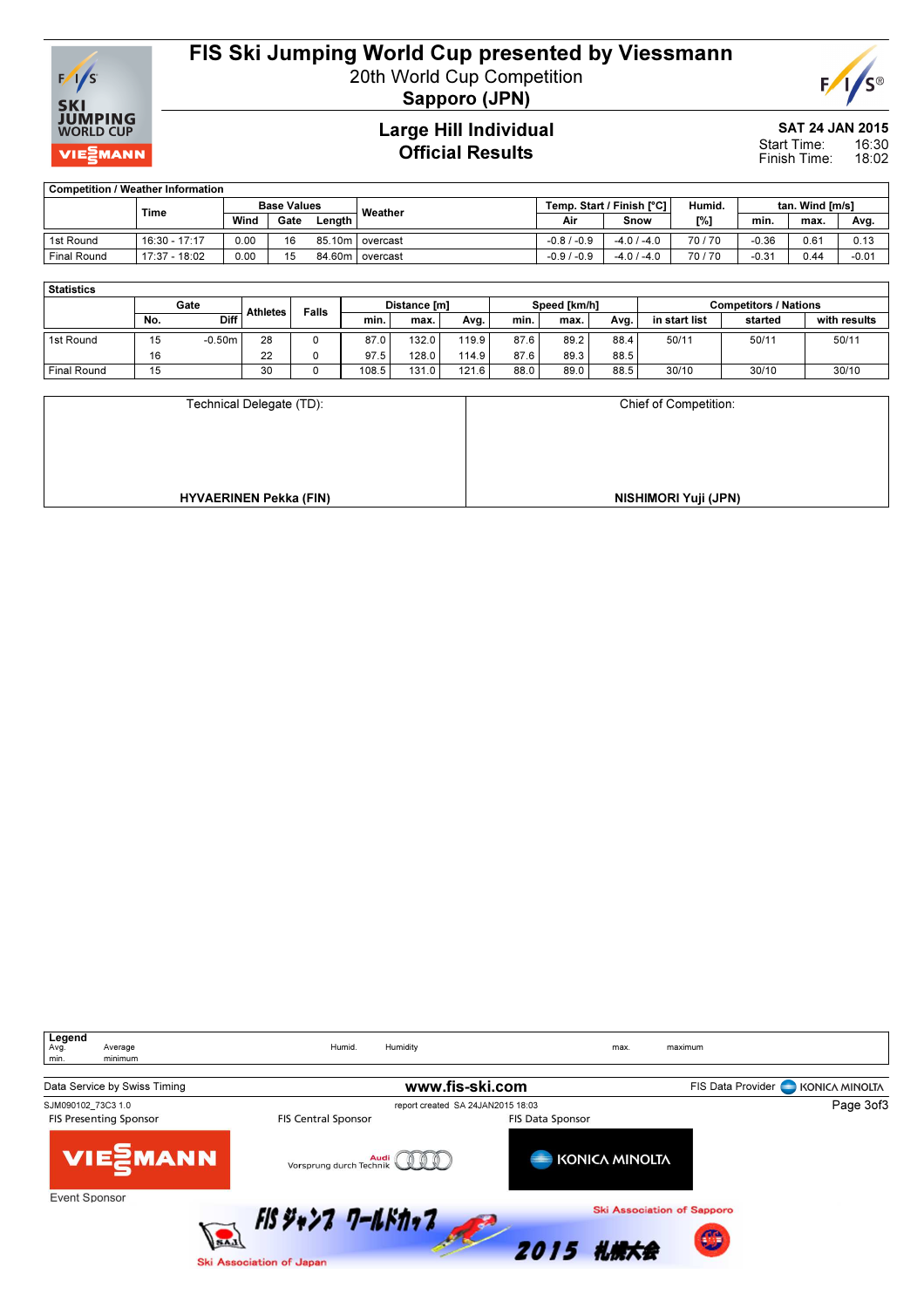# FIS Ski Jumping World Cup presented by Viessmann

20th World Cup Competition

**Sapporo (JPN)**

## Large Hill Individual
## Official Results

**SAT 24 JAN 2015**
Start Time: 16:30
Finish Time: 18:02

**Competition / Weather Information**

| | Time | Base Values | | | Weather | Temp. Start / Finish [°C] | | Humid. | tan. Wind [m/s] | | |
|---|---|---|---|---|---|---|---|---|---|---|---|
| | | Wind | Gate | Length | | Air | Snow | [%] | min. | max. | Avg. |
| 1st Round | 16:30 - 17:17 | 0.00 | 16 | 85.10m | overcast | -0.8 / -0.9 | -4.0 / -4.0 | 70 / 70 | -0.36 | 0.61 | 0.13 |
| Final Round | 17:37 - 18:02 | 0.00 | 15 | 84.60m | overcast | -0.9 / -0.9 | -4.0 / -4.0 | 70 / 70 | -0.31 | 0.44 | -0.01 |

**Statistics**

| | Gate | | Athletes | Falls | Distance [m] | | | Speed [km/h] | | | Competitors / Nations | | |
|---|---|---|---|---|---|---|---|---|---|---|---|---|---|
| | No. | Diff | | | min. | max. | Avg. | min. | max. | Avg. | in start list | started | with results |
| 1st Round | 15 | -0.50m | 28 | 0 | 87.0 | 132.0 | 119.9 | 87.6 | 89.2 | 88.4 | 50/11 | 50/11 | 50/11 |
| | 16 | | 22 | 0 | 97.5 | 128.0 | 114.9 | 87.6 | 89.3 | 88.5 | | | |
| Final Round | 15 | | 30 | 0 | 108.5 | 131.0 | 121.6 | 88.0 | 89.0 | 88.5 | 30/10 | 30/10 | 30/10 |

| Technical Delegate (TD): | Chief of Competition: |
|---|---|
| **HYVAERINEN Pekka (FIN)** | **NISHIMORI Yuji (JPN)** |

**Legend**
Avg. Average
min. minimum
Humid. Humidity
max. maximum

Data Service by Swiss Timing — www.fis-ski.com — FIS Data Provider KONICA MINOLTA

SJM090102_73C3 1.0 — report created SA 24JAN2015 18:03

FIS Presenting Sponsor: VIESSMANN — FIS Central Sponsor: Audi Vorsprung durch Technik — FIS Data Sponsor: KONICA MINOLTA

Event Sponsor

FIS ジャンプ ワールドカップ 2015 札幌大会 — Ski Association of Japan — Ski Association of Sapporo